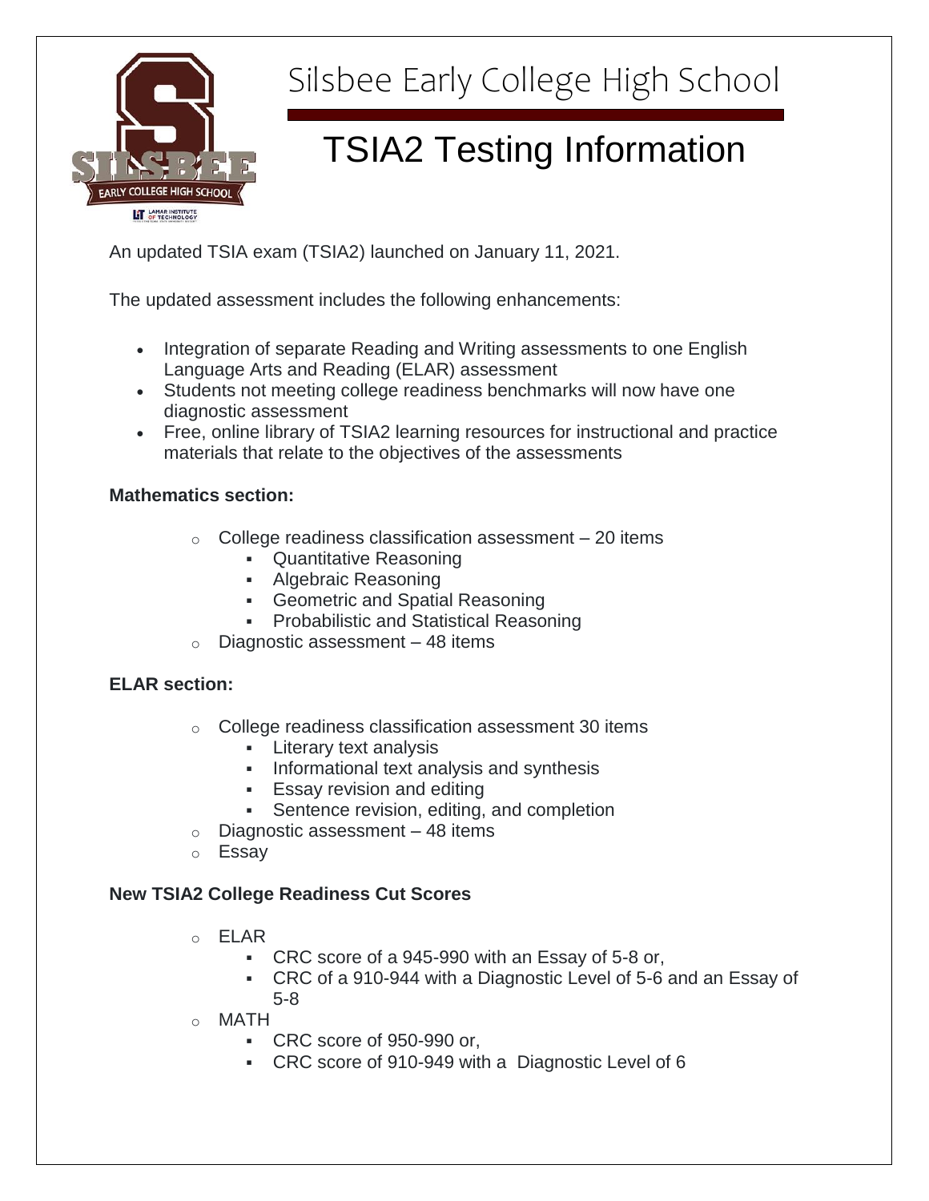# Silsbee Early College High School

## TSIA2 Testing Information

An updated TSIA exam (TSIA2) launched on January 11, 2021.

The updated assessment includes the following enhancements:

- Integration of separate Reading and Writing assessments to one English Language Arts and Reading (ELAR) assessment
- Students not meeting college readiness benchmarks will now have one diagnostic assessment
- Free, online library of TSIA2 learning resources for instructional and practice materials that relate to the objectives of the assessments

**Mathematics section:**

- College readiness classification assessment – 20 items
  - Quantitative Reasoning
  - Algebraic Reasoning
  - Geometric and Spatial Reasoning
  - Probabilistic and Statistical Reasoning
- Diagnostic assessment – 48 items

**ELAR section:**

- College readiness classification assessment 30 items
  - Literary text analysis
  - Informational text analysis and synthesis
  - Essay revision and editing
  - Sentence revision, editing, and completion
- Diagnostic assessment – 48 items
- Essay

**New TSIA2 College Readiness Cut Scores**

- ELAR
  - CRC score of a 945-990 with an Essay of 5-8 or,
  - CRC of a 910-944 with a Diagnostic Level of 5-6 and an Essay of 5-8
- MATH
  - CRC score of 950-990 or,
  - CRC score of 910-949 with a Diagnostic Level of 6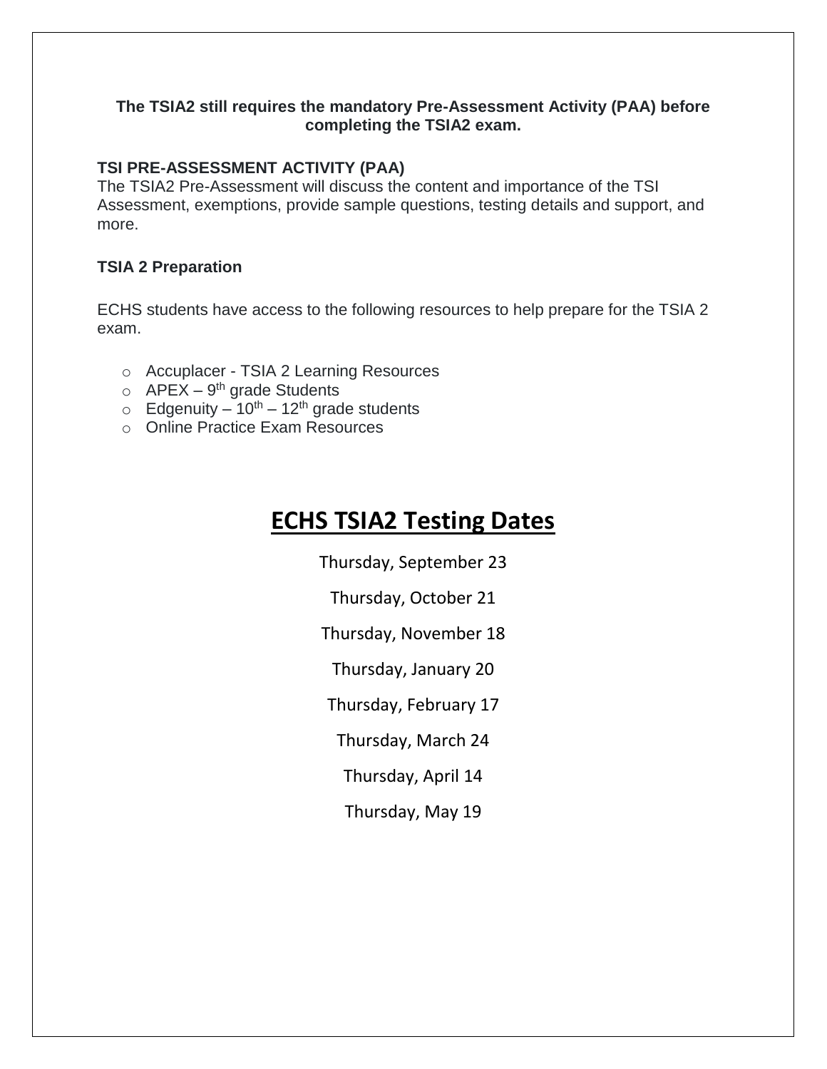**The TSIA2 still requires the mandatory Pre-Assessment Activity (PAA) before completing the TSIA2 exam.**

**TSI PRE-ASSESSMENT ACTIVITY (PAA)**

The TSIA2 Pre-Assessment will discuss the content and importance of the TSI Assessment, exemptions, provide sample questions, testing details and support, and more.

**TSIA 2 Preparation**

ECHS students have access to the following resources to help prepare for the TSIA 2 exam.

- Accuplacer - TSIA 2 Learning Resources
- APEX – 9th grade Students
- Edgenuity – 10th – 12th grade students
- Online Practice Exam Resources

# ECHS TSIA2 Testing Dates

Thursday, September 23

Thursday, October 21

Thursday, November 18

Thursday, January 20

Thursday, February 17

Thursday, March 24

Thursday, April 14

Thursday, May 19